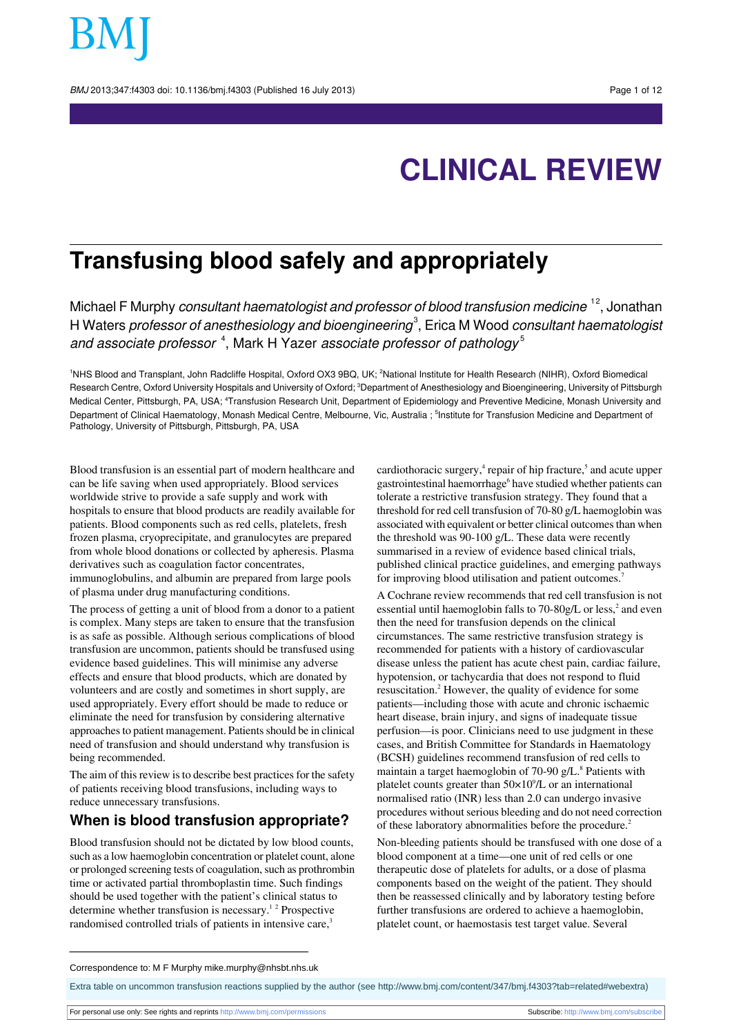**CLINICAL REVIEW**

# Transfusing blood safely and appropriately

Michael F Murphy *consultant haematologist and professor of blood transfusion medicine* [1,2], Jonathan H Waters *professor of anesthesiology and bioengineering*[3], Erica M Wood *consultant haematologist and associate professor* [4], Mark H Yazer *associate professor of pathology*[5]

[1]NHS Blood and Transplant, John Radcliffe Hospital, Oxford OX3 9BQ, UK; [2]National Institute for Health Research (NIHR), Oxford Biomedical Research Centre, Oxford University Hospitals and University of Oxford; [3]Department of Anesthesiology and Bioengineering, University of Pittsburgh Medical Center, Pittsburgh, PA, USA; [4]Transfusion Research Unit, Department of Epidemiology and Preventive Medicine, Monash University and Department of Clinical Haematology, Monash Medical Centre, Melbourne, Vic, Australia ; [5]Institute for Transfusion Medicine and Department of Pathology, University of Pittsburgh, Pittsburgh, PA, USA

Blood transfusion is an essential part of modern healthcare and can be life saving when used appropriately. Blood services worldwide strive to provide a safe supply and work with hospitals to ensure that blood products are readily available for patients. Blood components such as red cells, platelets, fresh frozen plasma, cryoprecipitate, and granulocytes are prepared from whole blood donations or collected by apheresis. Plasma derivatives such as coagulation factor concentrates, immunoglobulins, and albumin are prepared from large pools of plasma under drug manufacturing conditions.

The process of getting a unit of blood from a donor to a patient is complex. Many steps are taken to ensure that the transfusion is as safe as possible. Although serious complications of blood transfusion are uncommon, patients should be transfused using evidence based guidelines. This will minimise any adverse effects and ensure that blood products, which are donated by volunteers and are costly and sometimes in short supply, are used appropriately. Every effort should be made to reduce or eliminate the need for transfusion by considering alternative approaches to patient management. Patients should be in clinical need of transfusion and should understand why transfusion is being recommended.

The aim of this review is to describe best practices for the safety of patients receiving blood transfusions, including ways to reduce unnecessary transfusions.

## When is blood transfusion appropriate?

Blood transfusion should not be dictated by low blood counts, such as a low haemoglobin concentration or platelet count, alone or prolonged screening tests of coagulation, such as prothrombin time or activated partial thromboplastin time. Such findings should be used together with the patient's clinical status to determine whether transfusion is necessary.[1,2] Prospective randomised controlled trials of patients in intensive care,[3] cardiothoracic surgery,[4] repair of hip fracture,[5] and acute upper gastrointestinal haemorrhage[6] have studied whether patients can tolerate a restrictive transfusion strategy. They found that a threshold for red cell transfusion of 70-80 g/L haemoglobin was associated with equivalent or better clinical outcomes than when the threshold was 90-100 g/L. These data were recently summarised in a review of evidence based clinical trials, published clinical practice guidelines, and emerging pathways for improving blood utilisation and patient outcomes.[7]

A Cochrane review recommends that red cell transfusion is not essential until haemoglobin falls to 70-80g/L or less,[2] and even then the need for transfusion depends on the clinical circumstances. The same restrictive transfusion strategy is recommended for patients with a history of cardiovascular disease unless the patient has acute chest pain, cardiac failure, hypotension, or tachycardia that does not respond to fluid resuscitation.[2] However, the quality of evidence for some patients—including those with acute and chronic ischaemic heart disease, brain injury, and signs of inadequate tissue perfusion—is poor. Clinicians need to use judgment in these cases, and British Committee for Standards in Haematology (BCSH) guidelines recommend transfusion of red cells to maintain a target haemoglobin of 70-90 g/L.[8] Patients with platelet counts greater than $50\times10^9$/L or an international normalised ratio (INR) less than 2.0 can undergo invasive procedures without serious bleeding and do not need correction of these laboratory abnormalities before the procedure.[2]

Non-bleeding patients should be transfused with one dose of a blood component at a time—one unit of red cells or one therapeutic dose of platelets for adults, or a dose of plasma components based on the weight of the patient. They should then be reassessed clinically and by laboratory testing before further transfusions are ordered to achieve a haemoglobin, platelet count, or haemostasis test target value. Several

Correspondence to: M F Murphy mike.murphy@nhsbt.nhs.uk

Extra table on uncommon transfusion reactions supplied by the author (see http://www.bmj.com/content/347/bmj.f4303?tab=related#webextra)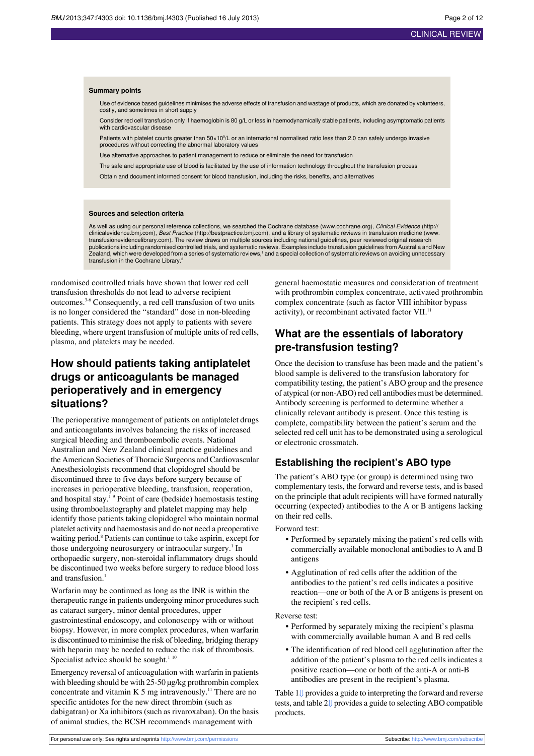**Summary points**

Use of evidence based guidelines minimises the adverse effects of transfusion and wastage of products, which are donated by volunteers, costly, and sometimes in short supply

Consider red cell transfusion only if haemoglobin is 80 g/L or less in haemodynamically stable patients, including asymptomatic patients with cardiovascular disease

Patients with platelet counts greater than $50 \times 10^9$/L or an international normalised ratio less than 2.0 can safely undergo invasive procedures without correcting the abnormal laboratory values

Use alternative approaches to patient management to reduce or eliminate the need for transfusion

The safe and appropriate use of blood is facilitated by the use of information technology throughout the transfusion process

Obtain and document informed consent for blood transfusion, including the risks, benefits, and alternatives

**Sources and selection criteria**

As well as using our personal reference collections, we searched the Cochrane database (www.cochrane.org), *Clinical Evidence* (http://clinicalevidence.bmj.com), *Best Practice* (http://bestpractice.bmj.com), and a library of systematic reviews in transfusion medicine (www.transfusionevidencelibrary.com). The review draws on multiple sources including national guidelines, peer reviewed original research publications including randomised controlled trials, and systematic reviews. Examples include transfusion guidelines from Australia and New Zealand, which were developed from a series of systematic reviews,[1] and a special collection of systematic reviews on avoiding unnecessary transfusion in the Cochrane Library.[2]

randomised controlled trials have shown that lower red cell transfusion thresholds do not lead to adverse recipient outcomes.[3-6] Consequently, a red cell transfusion of two units is no longer considered the "standard" dose in non-bleeding patients. This strategy does not apply to patients with severe bleeding, where urgent transfusion of multiple units of red cells, plasma, and platelets may be needed.

## How should patients taking antiplatelet drugs or anticoagulants be managed perioperatively and in emergency situations?

The perioperative management of patients on antiplatelet drugs and anticoagulants involves balancing the risks of increased surgical bleeding and thromboembolic events. National Australian and New Zealand clinical practice guidelines and the American Societies of Thoracic Surgeons and Cardiovascular Anesthesiologists recommend that clopidogrel should be discontinued three to five days before surgery because of increases in perioperative bleeding, transfusion, reoperation, and hospital stay.[1,9] Point of care (bedside) haemostasis testing using thromboelastography and platelet mapping may help identify those patients taking clopidogrel who maintain normal platelet activity and haemostasis and do not need a preoperative waiting period.[8] Patients can continue to take aspirin, except for those undergoing neurosurgery or intraocular surgery.[1] In orthopaedic surgery, non-steroidal inflammatory drugs should be discontinued two weeks before surgery to reduce blood loss and transfusion.[1]

Warfarin may be continued as long as the INR is within the therapeutic range in patients undergoing minor procedures such as cataract surgery, minor dental procedures, upper gastrointestinal endoscopy, and colonoscopy with or without biopsy. However, in more complex procedures, when warfarin is discontinued to minimise the risk of bleeding, bridging therapy with heparin may be needed to reduce the risk of thrombosis. Specialist advice should be sought.[1,10]

Emergency reversal of anticoagulation with warfarin in patients with bleeding should be with 25-50 μg/kg prothrombin complex concentrate and vitamin K 5 mg intravenously.[11] There are no specific antidotes for the new direct thrombin (such as dabigatran) or Xa inhibitors (such as rivaroxaban). On the basis of animal studies, the BCSH recommends management with general haemostatic measures and consideration of treatment with prothrombin complex concentrate, activated prothrombin complex concentrate (such as factor VIII inhibitor bypass activity), or recombinant activated factor VII.[11]

## What are the essentials of laboratory pre-transfusion testing?

Once the decision to transfuse has been made and the patient's blood sample is delivered to the transfusion laboratory for compatibility testing, the patient's ABO group and the presence of atypical (or non-ABO) red cell antibodies must be determined. Antibody screening is performed to determine whether a clinically relevant antibody is present. Once this testing is complete, compatibility between the patient's serum and the selected red cell unit has to be demonstrated using a serological or electronic crossmatch.

### Establishing the recipient's ABO type

The patient's ABO type (or group) is determined using two complementary tests, the forward and reverse tests, and is based on the principle that adult recipients will have formed naturally occurring (expected) antibodies to the A or B antigens lacking on their red cells.

Forward test:

- Performed by separately mixing the patient's red cells with commercially available monoclonal antibodies to A and B antigens
- Agglutination of red cells after the addition of the antibodies to the patient's red cells indicates a positive reaction—one or both of the A or B antigens is present on the recipient's red cells.

Reverse test:

- Performed by separately mixing the recipient's plasma with commercially available human A and B red cells
- The identification of red blood cell agglutination after the addition of the patient's plasma to the red cells indicates a positive reaction—one or both of the anti-A or anti-B antibodies are present in the recipient's plasma.

Table 1⇓ provides a guide to interpreting the forward and reverse tests, and table 2⇓ provides a guide to selecting ABO compatible products.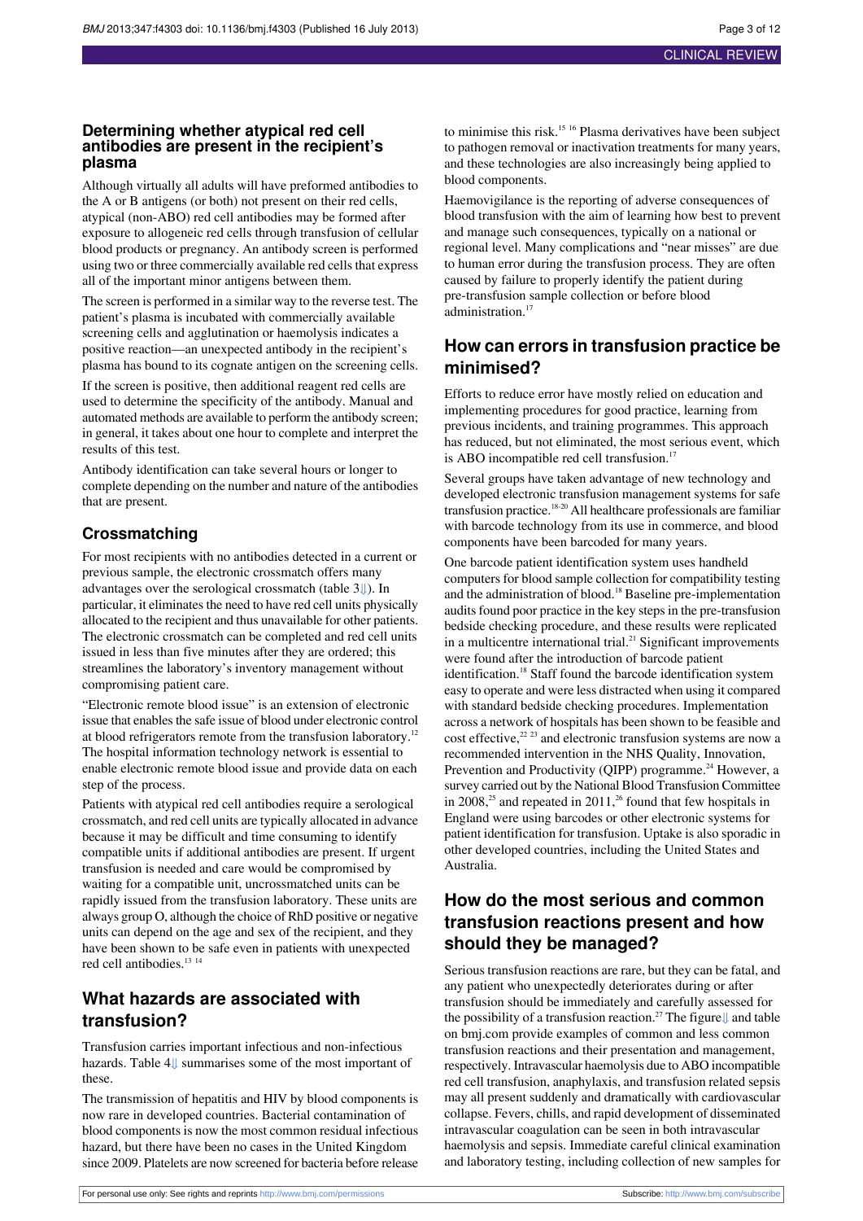### Determining whether atypical red cell antibodies are present in the recipient's plasma

Although virtually all adults will have preformed antibodies to the A or B antigens (or both) not present on their red cells, atypical (non-ABO) red cell antibodies may be formed after exposure to allogeneic red cells through transfusion of cellular blood products or pregnancy. An antibody screen is performed using two or three commercially available red cells that express all of the important minor antigens between them.

The screen is performed in a similar way to the reverse test. The patient's plasma is incubated with commercially available screening cells and agglutination or haemolysis indicates a positive reaction—an unexpected antibody in the recipient's plasma has bound to its cognate antigen on the screening cells.

If the screen is positive, then additional reagent red cells are used to determine the specificity of the antibody. Manual and automated methods are available to perform the antibody screen; in general, it takes about one hour to complete and interpret the results of this test.

Antibody identification can take several hours or longer to complete depending on the number and nature of the antibodies that are present.

### Crossmatching

For most recipients with no antibodies detected in a current or previous sample, the electronic crossmatch offers many advantages over the serological crossmatch (table 3⇓). In particular, it eliminates the need to have red cell units physically allocated to the recipient and thus unavailable for other patients. The electronic crossmatch can be completed and red cell units issued in less than five minutes after they are ordered; this streamlines the laboratory's inventory management without compromising patient care.

"Electronic remote blood issue" is an extension of electronic issue that enables the safe issue of blood under electronic control at blood refrigerators remote from the transfusion laboratory.[12] The hospital information technology network is essential to enable electronic remote blood issue and provide data on each step of the process.

Patients with atypical red cell antibodies require a serological crossmatch, and red cell units are typically allocated in advance because it may be difficult and time consuming to identify compatible units if additional antibodies are present. If urgent transfusion is needed and care would be compromised by waiting for a compatible unit, uncrossmatched units can be rapidly issued from the transfusion laboratory. These units are always group O, although the choice of RhD positive or negative units can depend on the age and sex of the recipient, and they have been shown to be safe even in patients with unexpected red cell antibodies.[13 14]

## What hazards are associated with transfusion?

Transfusion carries important infectious and non-infectious hazards. Table 4⇓ summarises some of the most important of these.

The transmission of hepatitis and HIV by blood components is now rare in developed countries. Bacterial contamination of blood components is now the most common residual infectious hazard, but there have been no cases in the United Kingdom since 2009. Platelets are now screened for bacteria before release to minimise this risk.[15 16] Plasma derivatives have been subject to pathogen removal or inactivation treatments for many years, and these technologies are also increasingly being applied to blood components.

Haemovigilance is the reporting of adverse consequences of blood transfusion with the aim of learning how best to prevent and manage such consequences, typically on a national or regional level. Many complications and "near misses" are due to human error during the transfusion process. They are often caused by failure to properly identify the patient during pre-transfusion sample collection or before blood administration.[17]

## How can errors in transfusion practice be minimised?

Efforts to reduce error have mostly relied on education and implementing procedures for good practice, learning from previous incidents, and training programmes. This approach has reduced, but not eliminated, the most serious event, which is ABO incompatible red cell transfusion.[17]

Several groups have taken advantage of new technology and developed electronic transfusion management systems for safe transfusion practice.[18-20] All healthcare professionals are familiar with barcode technologies from its use in commerce, and blood components have been barcoded for many years.

One barcode patient identification system uses handheld computers for blood sample collection for compatibility testing and the administration of blood.[18] Baseline pre-implementation audits found poor practice in the key steps in the pre-transfusion bedside checking procedure, and these results were replicated in a multicentre international trial.[21] Significant improvements were found after the introduction of barcode patient identification.[18] Staff found the barcode identification system easy to operate and were less distracted when using it compared with standard bedside checking procedures. Implementation across a network of hospitals has been shown to be feasible and cost effective,[22 23] and electronic transfusion systems are now a recommended intervention in the NHS Quality, Innovation, Prevention and Productivity (QIPP) programme.[24] However, a survey carried out by the National Blood Transfusion Committee in 2008,[25] and repeated in 2011,[26] found that few hospitals in England were using barcodes or other electronic systems for patient identification for transfusion. Uptake is also sporadic in other developed countries, including the United States and Australia.

## How do the most serious and common transfusion reactions present and how should they be managed?

Serious transfusion reactions are rare, but they can be fatal, and any patient who unexpectedly deteriorates during or after transfusion should be immediately and carefully assessed for the possibility of a transfusion reaction.[27] The figure⇓ and table on bmj.com provide examples of common and less common transfusion reactions and their presentation and management, respectively. Intravascular haemolysis due to ABO incompatible red cell transfusion, anaphylaxis, and transfusion related sepsis may all present suddenly and dramatically with cardiovascular collapse. Fevers, chills, and rapid development of disseminated intravascular coagulation can be seen in both intravascular haemolysis and sepsis. Immediate careful clinical examination and laboratory testing, including collection of new samples for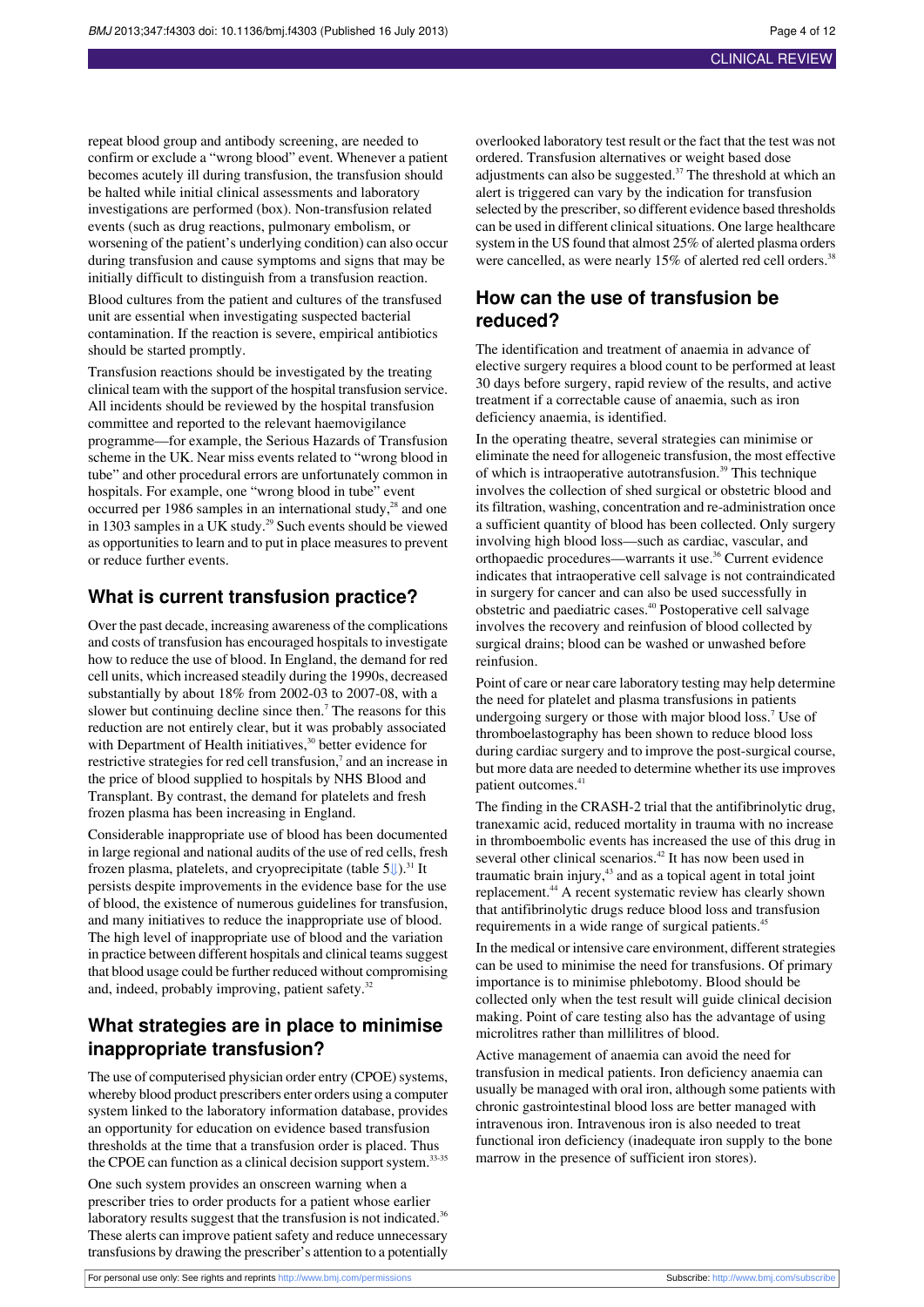repeat blood group and antibody screening, are needed to confirm or exclude a "wrong blood" event. Whenever a patient becomes acutely ill during transfusion, the transfusion should be halted while initial clinical assessments and laboratory investigations are performed (box). Non-transfusion related events (such as drug reactions, pulmonary embolism, or worsening of the patient's underlying condition) can also occur during transfusion and cause symptoms and signs that may be initially difficult to distinguish from a transfusion reaction.

Blood cultures from the patient and cultures of the transfused unit are essential when investigating suspected bacterial contamination. If the reaction is severe, empirical antibiotics should be started promptly.

Transfusion reactions should be investigated by the treating clinical team with the support of the hospital transfusion service. All incidents should be reviewed by the hospital transfusion committee and reported to the relevant haemovigilance programme—for example, the Serious Hazards of Transfusion scheme in the UK. Near miss events related to "wrong blood in tube" and other procedural errors are unfortunately common in hospitals. For example, one "wrong blood in tube" event occurred per 1986 samples in an international study,[28] and one in 1303 samples in a UK study.[29] Such events should be viewed as opportunities to learn and to put in place measures to prevent or reduce further events.

## What is current transfusion practice?

Over the past decade, increasing awareness of the complications and costs of transfusion has encouraged hospitals to investigate how to reduce the use of blood. In England, the demand for red cell units, which increased steadily during the 1990s, decreased substantially by about 18% from 2002-03 to 2007-08, with a slower but continuing decline since then.[7] The reasons for this reduction are not entirely clear, but it was probably associated with Department of Health initiatives,[30] better evidence for restrictive strategies for red cell transfusion,[7] and an increase in the price of blood supplied to hospitals by NHS Blood and Transplant. By contrast, the demand for platelets and fresh frozen plasma has been increasing in England.

Considerable inappropriate use of blood has been documented in large regional and national audits of the use of red cells, fresh frozen plasma, platelets, and cryoprecipitate (table 5⇓).[31] It persists despite improvements in the evidence base for the use of blood, the existence of numerous guidelines for transfusion, and many initiatives to reduce the inappropriate use of blood. The high level of inappropriate use of blood and the variation in practice between different hospitals and clinical teams suggest that blood usage could be further reduced without compromising and, indeed, probably improving, patient safety.[32]

## What strategies are in place to minimise inappropriate transfusion?

The use of computerised physician order entry (CPOE) systems, whereby blood product prescribers enter orders using a computer system linked to the laboratory information database, provides an opportunity for education on evidence based transfusion thresholds at the time that a transfusion order is placed. Thus the CPOE can function as a clinical decision support system.[33-35]

One such system provides an onscreen warning when a prescriber tries to order products for a patient whose earlier laboratory results suggest that the transfusion is not indicated.[36] These alerts can improve patient safety and reduce unnecessary transfusions by drawing the prescriber's attention to a potentially overlooked laboratory test result or the fact that the test was not ordered. Transfusion alternatives or weight based dose adjustments can also be suggested.[37] The threshold at which an alert is triggered can vary by the indication for transfusion selected by the prescriber, so different evidence based thresholds can be used in different clinical situations. One large healthcare system in the US found that almost 25% of alerted plasma orders were cancelled, as were nearly 15% of alerted red cell orders.[38]

## How can the use of transfusion be reduced?

The identification and treatment of anaemia in advance of elective surgery requires a blood count to be performed at least 30 days before surgery, rapid review of the results, and active treatment if a correctable cause of anaemia, such as iron deficiency anaemia, is identified.

In the operating theatre, several strategies can minimise or eliminate the need for allogeneic transfusion, the most effective of which is intraoperative autotransfusion.[39] This technique involves the collection of shed surgical or obstetric blood and its filtration, washing, concentration and re-administration once a sufficient quantity of blood has been collected. Only surgery involving high blood loss—such as cardiac, vascular, and orthopaedic procedures—warrants it use.[36] Current evidence indicates that intraoperative cell salvage is not contraindicated in surgery for cancer and can also be used successfully in obstetric and paediatric cases.[40] Postoperative cell salvage involves the recovery and reinfusion of blood collected by surgical drains; blood can be washed or unwashed before reinfusion.

Point of care or near care laboratory testing may help determine the need for platelet and plasma transfusions in patients undergoing surgery or those with major blood loss.[7] Use of thromboelastography has been shown to reduce blood loss during cardiac surgery and to improve the post-surgical course, but more data are needed to determine whether its use improves patient outcomes.[41]

The finding in the CRASH-2 trial that the antifibrinolytic drug, tranexamic acid, reduced mortality in trauma with no increase in thromboembolic events has increased the use of this drug in several other clinical scenarios.[42] It has now been used in traumatic brain injury,[43] and as a topical agent in total joint replacement.[44] A recent systematic review has clearly shown that antifibrinolytic drugs reduce blood loss and transfusion requirements in a wide range of surgical patients.[45]

In the medical or intensive care environment, different strategies can be used to minimise the need for transfusions. Of primary importance is to minimise phlebotomy. Blood should be collected only when the test result will guide clinical decision making. Point of care testing also has the advantage of using microlitres rather than millilitres of blood.

Active management of anaemia can avoid the need for transfusion in medical patients. Iron deficiency anaemia can usually be managed with oral iron, although some patients with chronic gastrointestinal blood loss are better managed with intravenous iron. Intravenous iron is also needed to treat functional iron deficiency (inadequate iron supply to the bone marrow in the presence of sufficient iron stores).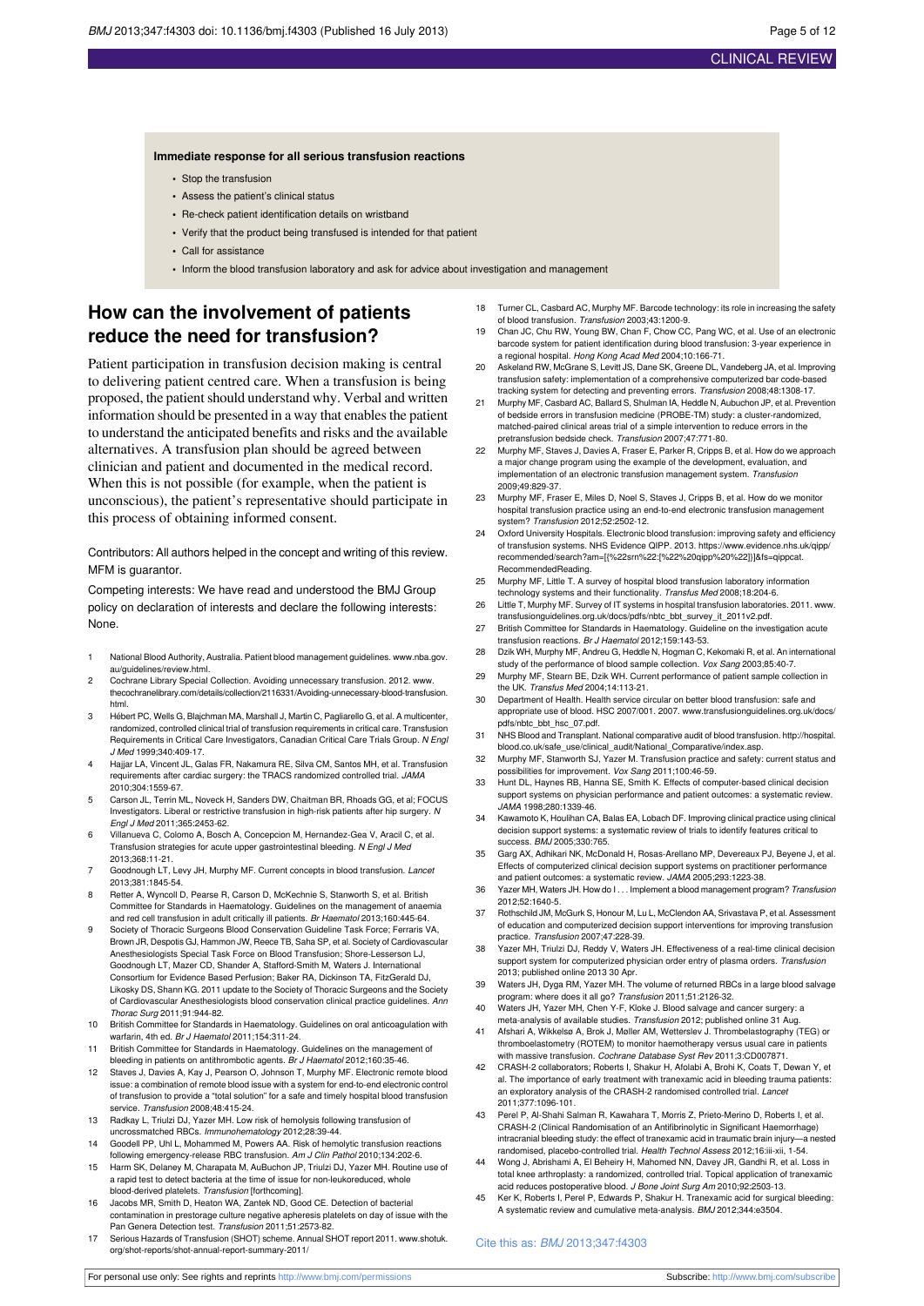**Immediate response for all serious transfusion reactions**

- Stop the transfusion
- Assess the patient's clinical status
- Re-check patient identification details on wristband
- Verify that the product being transfused is intended for that patient
- Call for assistance
- Inform the blood transfusion laboratory and ask for advice about investigation and management

## How can the involvement of patients reduce the need for transfusion?

Patient participation in transfusion decision making is central to delivering patient centred care. When a transfusion is being proposed, the patient should understand why. Verbal and written information should be presented in a way that enables the patient to understand the anticipated benefits and risks and the available alternatives. A transfusion plan should be agreed between clinician and patient and documented in the medical record. When this is not possible (for example, when the patient is unconscious), the patient's representative should participate in this process of obtaining informed consent.

Contributors: All authors helped in the concept and writing of this review. MFM is guarantor.

Competing interests: We have read and understood the BMJ Group policy on declaration of interests and declare the following interests: None.

1. National Blood Authority, Australia. Patient blood management guidelines. www.nba.gov.au/guidelines/review.html.
2. Cochrane Library Special Collection. Avoiding unnecessary transfusion. 2012. www.thecochranelibrary.com/details/collection/2116331/Avoiding-unnecessary-blood-transfusion.html.
3. Hébert PC, Wells G, Blajchman MA, Marshall J, Martin C, Pagliarello G, et al. A multicenter, randomized, controlled clinical trial of transfusion requirements in critical care. Transfusion Requirements in Critical Care Investigators, Canadian Critical Care Trials Group. *N Engl J Med* 1999;340:409-17.
4. Hajjar LA, Vincent JL, Galas FR, Nakamura RE, Silva CM, Santos MH, et al. Transfusion requirements after cardiac surgery: the TRACS randomized controlled trial. *JAMA* 2010;304:1559-67.
5. Carson JL, Terrin ML, Noveck H, Sanders DW, Chaitman BR, Rhoads GG, et al; FOCUS Investigators. Liberal or restrictive transfusion in high-risk patients after hip surgery. *N Engl J Med* 2011;365:2453-62.
6. Villanueva C, Colomo A, Bosch A, Concepcion M, Hernandez-Gea V, Aracil C, et al. Transfusion strategies for acute upper gastrointestinal bleeding. *N Engl J Med* 2013;368:11-21.
7. Goodnough LT, Levy JH, Murphy MF. Current concepts in blood transfusion. *Lancet* 2013;381:1845-54.
8. Retter A, Wyncoll D, Pearse R, Carson D, McKechnie S, Stanworth S, et al. British Committee for Standards in Haematology. Guidelines on the management of anaemia and red cell transfusion in adult critically ill patients. *Br Haematol* 2013;160:445-64.
9. Society of Thoracic Surgeons Blood Conservation Guideline Task Force; Ferraris VA, Brown JR, Despotis GJ, Hammon JW, Reece TB, Saha SP, et al. Society of Cardiovascular Anesthesiologists Special Task Force on Blood Transfusion; Shore-Lesserson LJ, Goodnough LT, Mazer CD, Shander A, Stafford-Smith M, Waters J. International Consortium for Evidence Based Perfusion; Baker RA, Dickinson TA, FitzGerald DJ, Likosky DS, Shann KG. 2011 update to the Society of Thoracic Surgeons and the Society of Cardiovascular Anesthesiologists blood conservation clinical practice guidelines. *Ann Thorac Surg* 2011;91:944-82.
10. British Committee for Standards in Haematology. Guidelines on oral anticoagulation with warfarin, 4th ed. *Br J Haematol* 2011;154:311-24.
11. British Committee for Standards in Haematology. Guidelines on the management of bleeding in patients on antithrombotic agents. *Br J Haematol* 2012;160:35-46.
12. Staves J, Davies A, Kay J, Pearson O, Johnson T, Murphy MF. Electronic remote blood issue: a combination of remote blood issue with a system for end-to-end electronic control of transfusion to provide a "total solution" for a safe and timely hospital blood transfusion service. *Transfusion* 2008;48:415-24.
13. Radkay L, Triulzi DJ, Yazer MH. Low risk of hemolysis following transfusion of uncrossmatched RBCs. *Immunohematology* 2012;28:39-44.
14. Goodell PP, Uhl L, Mohammed M, Powers AA. Risk of hemolytic transfusion reactions following emergency-release RBC transfusion. *Am J Clin Pathol* 2010;134:202-6.
15. Harm SK, Delaney M, Charapata M, AuBuchon JP, Triulzi DJ, Yazer MH. Routine use of a rapid test to detect bacteria at the time of issue for non-leukoreduced, whole blood-derived platelets. *Transfusion* [forthcoming].
16. Jacobs MR, Smith D, Heaton WA, Zantek ND, Good CE. Detection of bacterial contamination in prestorage culture negative apheresis platelets on day of issue with the Pan Genera Detection test. *Transfusion* 2011;51:2573-82.
17. Serious Hazards of Transfusion (SHOT) scheme. Annual SHOT report 2011. www.shotuk.org/shot-reports/shot-annual-report-summary-2011/
18. Turner CL, Casbard AC, Murphy MF. Barcode technology: its role in increasing the safety of blood transfusion. *Transfusion* 2003;43:1200-9.
19. Chan JC, Chu RW, Young BW, Chan F, Chow CC, Pang WC, et al. Use of an electronic barcode system for patient identification during blood transfusion: 3-year experience in a regional hospital. *Hong Kong Acad Med* 2004;10:166-71.
20. Askeland RW, McGrane S, Levitt JS, Dane SK, Greene DL, Vandeberg JA, et al. Improving transfusion safety: implementation of a comprehensive computerized bar code-based tracking system for detecting and preventing errors. *Transfusion* 2008;48:1308-17.
21. Murphy MF, Casbard AC, Ballard S, Shulman IA, Heddle N, Aubuchon JP, et al. Prevention of bedside errors in transfusion medicine (PROBE-TM) study: a cluster-randomized, matched-paired clinical areas trial of a simple intervention to reduce errors in the pretransfusion bedside check. *Transfusion* 2007;47:771-80.
22. Murphy MF, Staves J, Davies A, Fraser E, Parker R, Cripps B, et al. How do we approach a major change program using the example of the development, evaluation, and implementation of an electronic transfusion management system. *Transfusion* 2009;49:829-37.
23. Murphy MF, Fraser E, Miles D, Noel S, Staves J, Cripps B, et al. How do we monitor hospital transfusion practice using an end-to-end electronic transfusion management system? *Transfusion* 2012;52:2502-12.
24. Oxford University Hospitals. Electronic blood transfusion: improving safety and efficiency of transfusion systems. NHS Evidence QIPP. 2013. https://www.evidence.nhs.uk/qipp/recommended/search?am=[{%22srn%22:[%22%20qipp%20%22]}]&fs=qippcat.RecommendedReading.
25. Murphy MF, Little T. A survey of hospital blood transfusion laboratory information technology systems and their functionality. *Transfus Med* 2008;18:204-6.
26. Little T, Murphy MF. Survey of IT systems in hospital transfusion laboratories. 2011. www.transfusionguidelines.org.uk/docs/pdfs/nbtc_bbt_survey_it_2011v2.pdf.
27. British Committee for Standards in Haematology. Guideline on the investigation acute transfusion reactions. *Br J Haematol* 2012;159:143-53.
28. Dzik WH, Murphy MF, Andreu G, Heddle N, Hogman C, Kekomaki R, et al. An international study of the performance of blood sample collection. *Vox Sang* 2003;85:40-7.
29. Murphy MF, Stearn BE, Dzik WH. Current performance of patient sample collection in the UK. *Transfus Med* 2004;14:113-21.
30. Department of Health. Health service circular on better blood transfusion: safe and appropriate use of blood. HSC 2007/001. 2007. www.transfusionguidelines.org.uk/docs/pdfs/nbtc_bbt_hsc_07.pdf.
31. NHS Blood and Transplant. National comparative audit of blood transfusion. http://hospital.blood.co.uk/safe_use/clinical_audit/National_Comparative/index.asp.
32. Murphy MF, Stanworth SJ, Yazer M. Transfusion practice and safety: current status and possibilities for improvement. *Vox Sang* 2011;100:46-59.
33. Hunt DL, Haynes RB, Hanna SE, Smith K. Effects of computer-based clinical decision support systems on physician performance and patient outcomes: a systematic review. *JAMA* 1998;280:1339-46.
34. Kawamoto K, Houlihan CA, Balas EA, Lobach DF. Improving clinical practice using clinical decision support systems: a systematic review of trials to identify features critical to success. *BMJ* 2005;330:765.
35. Garg AX, Adhikari NK, McDonald H, Rosas-Arellano MP, Devereaux PJ, Beyene J, et al. Effects of computerized clinical decision support systems on practitioner performance and patient outcomes: a systematic review. *JAMA* 2005;293:1223-38.
36. Yazer MH, Waters JH. How do I . . . Implement a blood management program? *Transfusion* 2012;52:1640-5.
37. Rothschild JM, McGurk S, Honour M, Lu L, McClendon AA, Srivastava P, et al. Assessment of education and computerized decision support interventions for improving transfusion practice. *Transfusion* 2007;47:228-39.
38. Yazer MH, Triulzi DJ, Reddy V, Waters JH. Effectiveness of a real-time clinical decision support system for computerized physician order entry of plasma orders. *Transfusion* 2013; published online 2013 30 Apr.
39. Waters JH, Dyga RM, Yazer MH. The volume of returned RBCs in a large blood salvage program: where does it all go? *Transfusion* 2011;51:2126-32.
40. Waters JH, Yazer MH, Chen Y-F, Kloke J. Blood salvage and cancer surgery: a meta-analysis of available studies. *Transfusion* 2012; published online 31 Aug.
41. Afshari A, Wikkelsø A, Brok J, Møller AM, Wetterslev J. Thrombelastography (TEG) or thromboelastometry (ROTEM) to monitor haemotherapy versus usual care in patients with massive transfusion. *Cochrane Database Syst Rev* 2011;3:CD007871.
42. CRASH-2 collaborators; Roberts I, Shakur H, Afolabi A, Brohi K, Coats T, Dewan Y, et al. The importance of early treatment with tranexamic acid in bleeding trauma patients: an exploratory analysis of the CRASH-2 randomised controlled trial. *Lancet* 2011;377:1096-101.
43. Perel P, Al-Shahi Salman R, Kawahara T, Morris Z, Prieto-Merino D, Roberts I, et al. CRASH-2 (Clinical Randomisation of an Antifibrinolytic in Significant Haemorrhage) intracranial bleeding study: the effect of tranexamic acid in traumatic brain injury—a nested randomised, placebo-controlled trial. *Health Technol Assess* 2012;16:iii-xii, 1-54.
44. Wong J, Abrishami A, El Beheiry H, Mahomed NN, Davey JR, Gandhi R, et al. Loss in total knee arthroplasty: a randomized, controlled trial. Topical application of tranexamic acid reduces postoperative blood. *J Bone Joint Surg Am* 2010;92:2503-13.
45. Ker K, Roberts I, Perel P, Edwards P, Shakur H. Tranexamic acid for surgical bleeding: A systematic review and cumulative meta-analysis. *BMJ* 2012;344:e3504.

Cite this as: *BMJ* 2013;347:f4303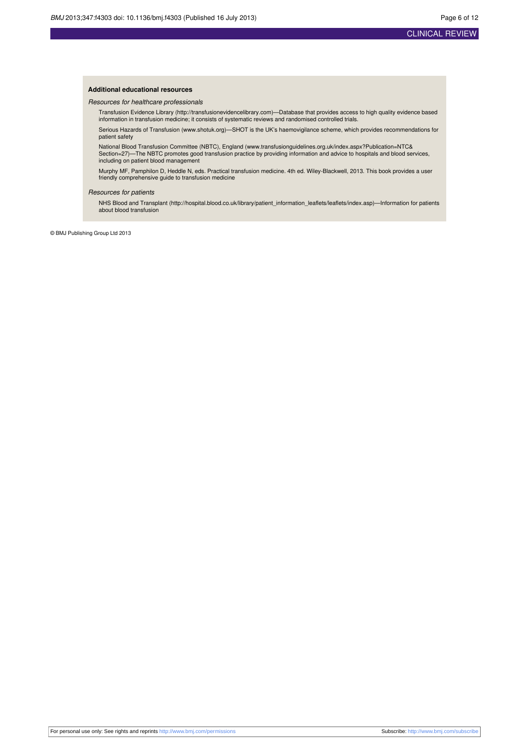### Additional educational resources

*Resources for healthcare professionals*

Transfusion Evidence Library (http://transfusionevidencelibrary.com)—Database that provides access to high quality evidence based information in transfusion medicine; it consists of systematic reviews and randomised controlled trials.

Serious Hazards of Transfusion (www.shotuk.org)—SHOT is the UK's haemovigilance scheme, which provides recommendations for patient safety

National Blood Transfusion Committee (NBTC), England (www.transfusionguidelines.org.uk/index.aspx?Publication=NTC&Section=27)—The NBTC promotes good transfusion practice by providing information and advice to hospitals and blood services, including on patient blood management

Murphy MF, Pamphilon D, Heddle N, eds. Practical transfusion medicine. 4th ed. Wiley-Blackwell, 2013. This book provides a user friendly comprehensive guide to transfusion medicine

*Resources for patients*

NHS Blood and Transplant (http://hospital.blood.co.uk/library/patient_information_leaflets/leaflets/index.asp)—Information for patients about blood transfusion

© BMJ Publishing Group Ltd 2013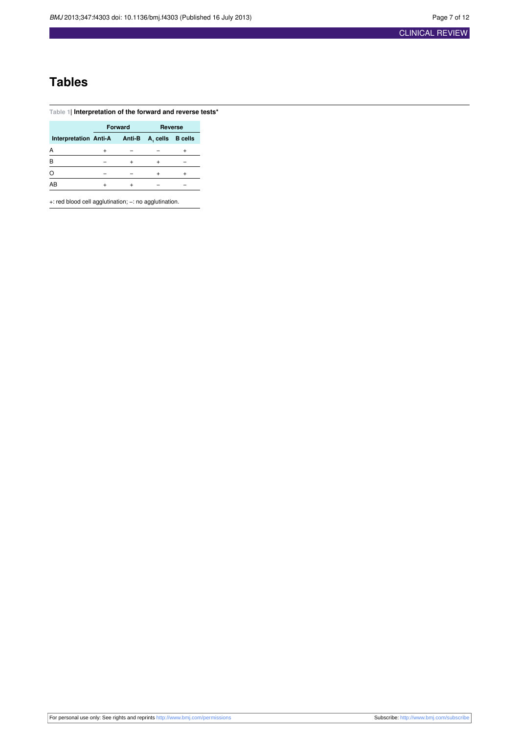# Tables

**Table 1| Interpretation of the forward and reverse tests***

| | Forward | | Reverse | |
|---|---|---|---|---|
| Interpretation | Anti-A | Anti-B | $A_1$ cells | B cells |
| A | + | – | – | + |
| B | – | + | + | – |
| O | – | – | + | + |
| AB | + | + | – | – |

+: red blood cell agglutination; –: no agglutination.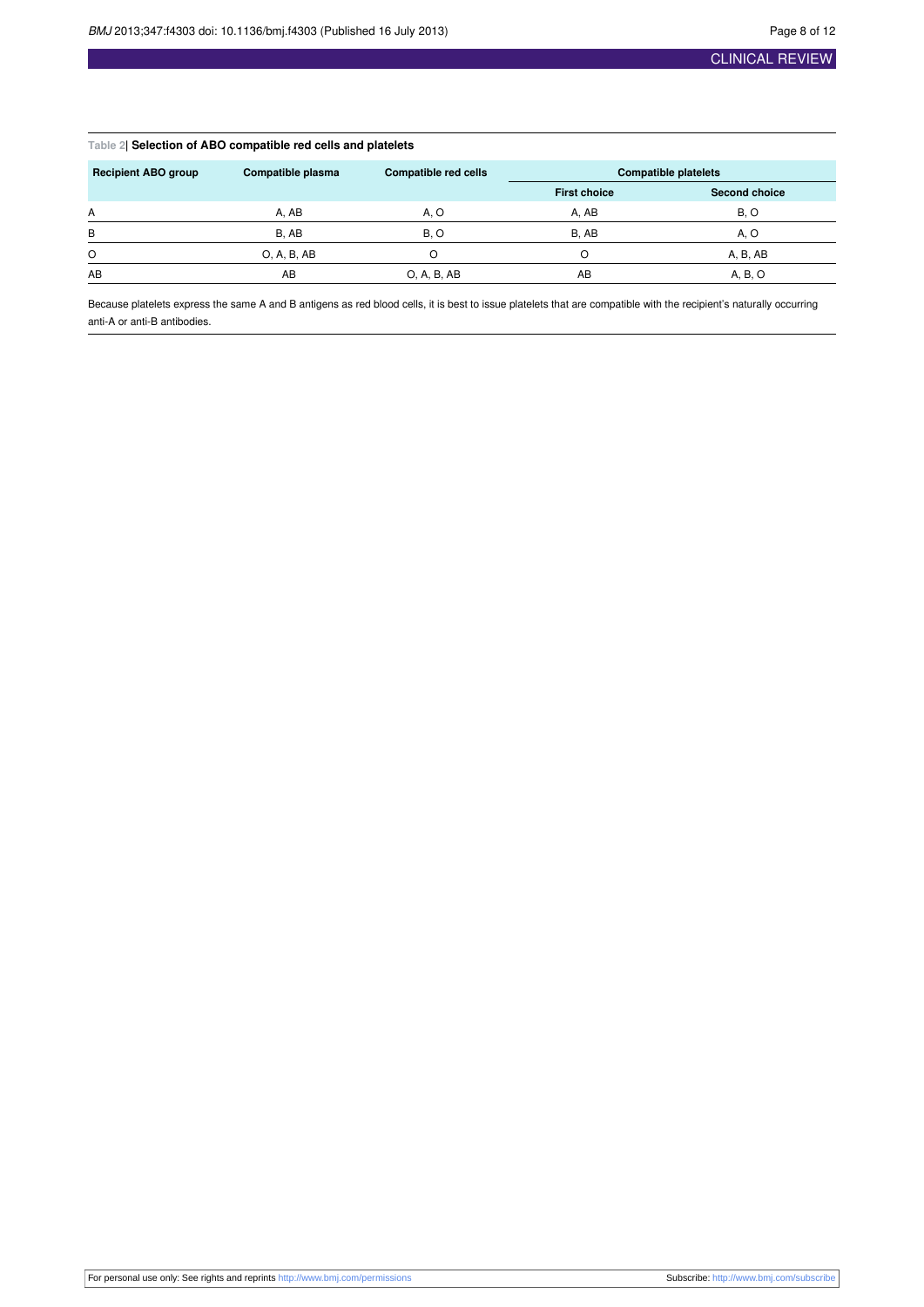Table 2| **Selection of ABO compatible red cells and platelets**

| Recipient ABO group | Compatible plasma | Compatible red cells | Compatible platelets | |
|---|---|---|---|---|
| | | | First choice | Second choice |
| A | A, AB | A, O | A, AB | B, O |
| B | B, AB | B, O | B, AB | A, O |
| O | O, A, B, AB | O | O | A, B, AB |
| AB | AB | O, A, B, AB | AB | A, B, O |

Because platelets express the same A and B antigens as red blood cells, it is best to issue platelets that are compatible with the recipient's naturally occurring anti-A or anti-B antibodies.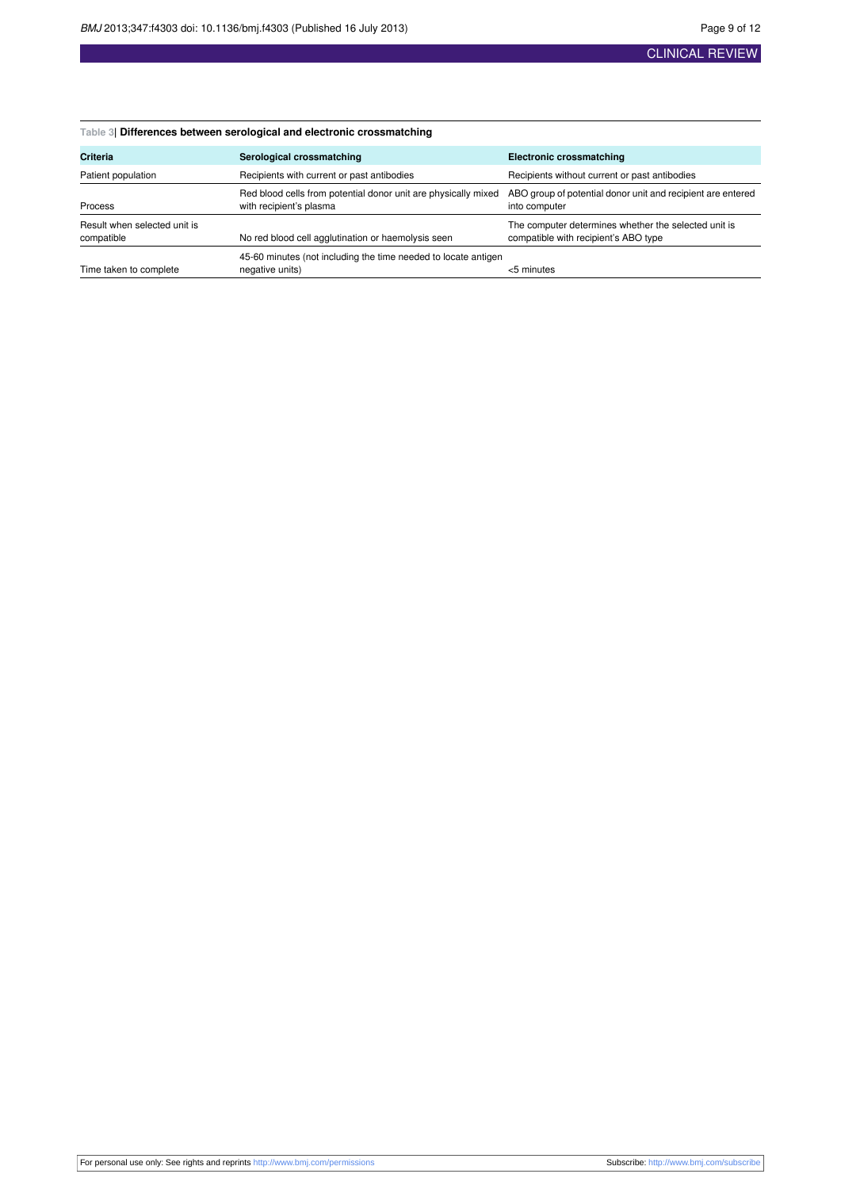Table 3| **Differences between serological and electronic crossmatching**

| Criteria | Serological crossmatching | Electronic crossmatching |
| --- | --- | --- |
| Patient population | Recipients with current or past antibodies | Recipients without current or past antibodies |
| Process | Red blood cells from potential donor unit are physically mixed with recipient's plasma | ABO group of potential donor unit and recipient are entered into computer |
| Result when selected unit is compatible | No red blood cell agglutination or haemolysis seen | The computer determines whether the selected unit is compatible with recipient's ABO type |
| Time taken to complete | 45-60 minutes (not including the time needed to locate antigen negative units) | <5 minutes |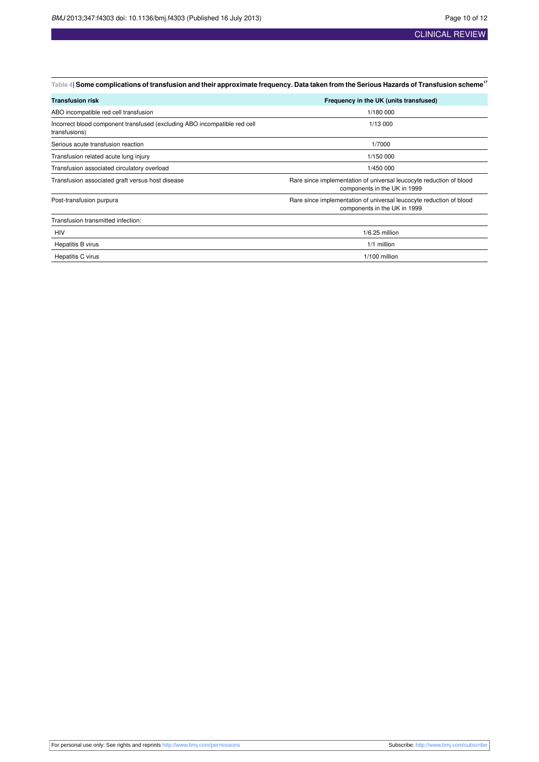Table 4| **Some complications of transfusion and their approximate frequency. Data taken from the Serious Hazards of Transfusion scheme**[17]

| Transfusion risk | Frequency in the UK (units transfused) |
| --- | --- |
| ABO incompatible red cell transfusion | 1/180 000 |
| Incorrect blood component transfused (excluding ABO incompatible red cell transfusions) | 1/13 000 |
| Serious acute transfusion reaction | 1/7000 |
| Transfusion related acute lung injury | 1/150 000 |
| Transfusion associated circulatory overload | 1/450 000 |
| Transfusion associated graft versus host disease | Rare since implementation of universal leucocyte reduction of blood components in the UK in 1999 |
| Post-transfusion purpura | Rare since implementation of universal leucocyte reduction of blood components in the UK in 1999 |
| Transfusion transmitted infection: | |
| HIV | 1/6.25 million |
| Hepatitis B virus | 1/1 million |
| Hepatitis C virus | 1/100 million |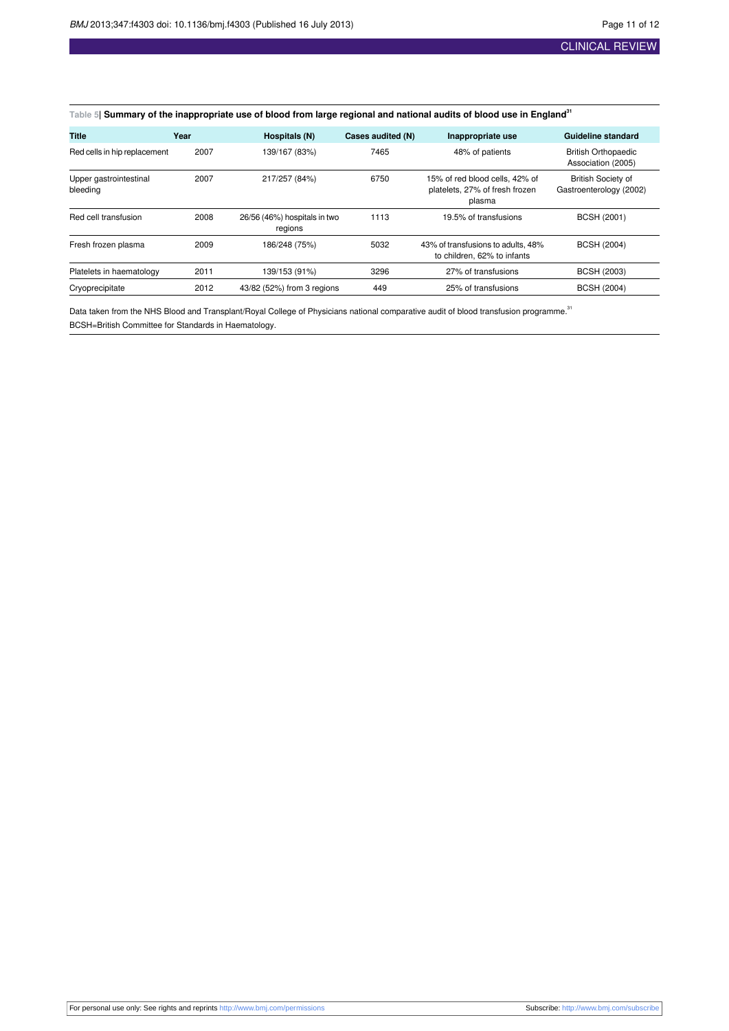Table 5| **Summary of the inappropriate use of blood from large regional and national audits of blood use in England**[31]

| Title | Year | Hospitals (N) | Cases audited (N) | Inappropriate use | Guideline standard |
|---|---|---|---|---|---|
| Red cells in hip replacement | 2007 | 139/167 (83%) | 7465 | 48% of patients | British Orthopaedic Association (2005) |
| Upper gastrointestinal bleeding | 2007 | 217/257 (84%) | 6750 | 15% of red blood cells, 42% of platelets, 27% of fresh frozen plasma | British Society of Gastroenterology (2002) |
| Red cell transfusion | 2008 | 26/56 (46%) hospitals in two regions | 1113 | 19.5% of transfusions | BCSH (2001) |
| Fresh frozen plasma | 2009 | 186/248 (75%) | 5032 | 43% of transfusions to adults, 48% to children, 62% to infants | BCSH (2004) |
| Platelets in haematology | 2011 | 139/153 (91%) | 3296 | 27% of transfusions | BCSH (2003) |
| Cryoprecipitate | 2012 | 43/82 (52%) from 3 regions | 449 | 25% of transfusions | BCSH (2004) |

Data taken from the NHS Blood and Transplant/Royal College of Physicians national comparative audit of blood transfusion programme.[31]

BCSH=British Committee for Standards in Haematology.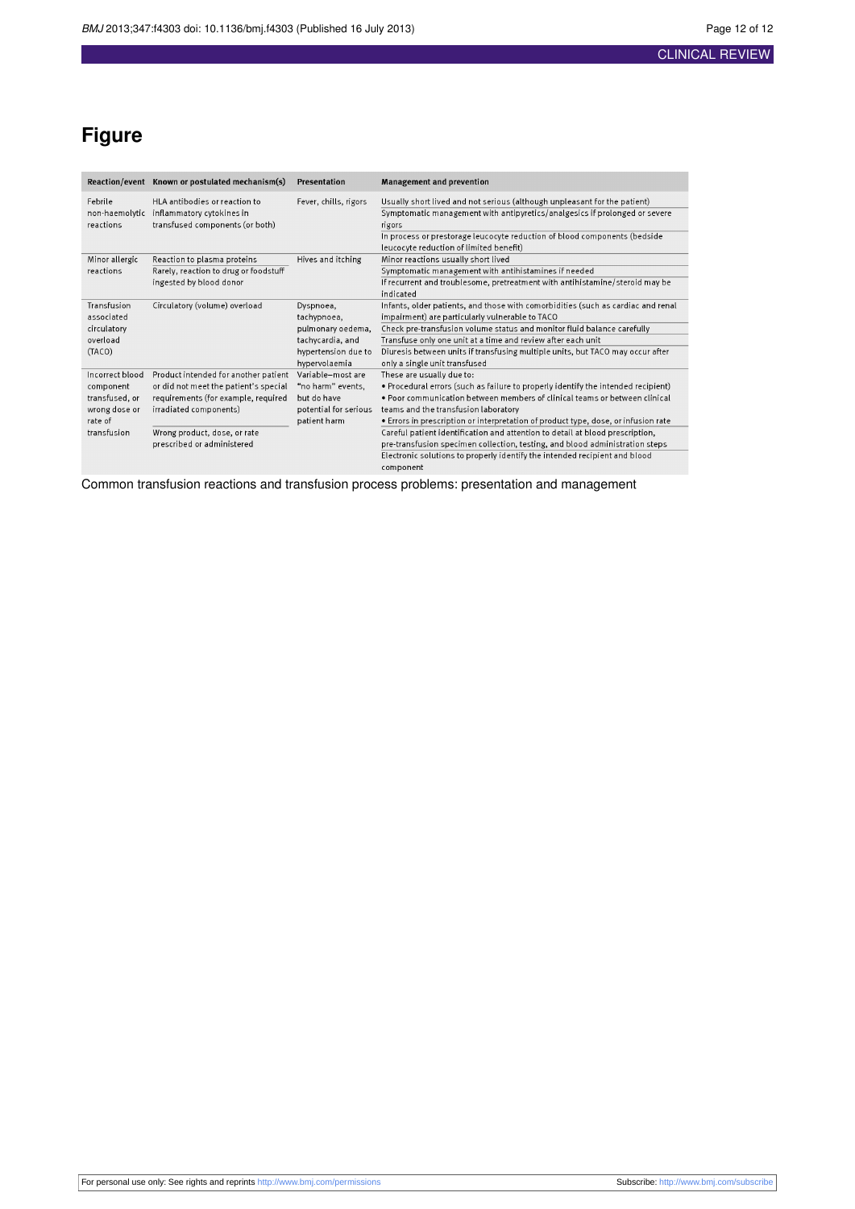# Figure

| Reaction/event | Known or postulated mechanism(s) | Presentation | Management and prevention |
|---|---|---|---|
| Febrile non-haemolytic reactions | HLA antibodies or reaction to inflammatory cytokines in transfused components (or both) | Fever, chills, rigors | Usually short lived and not serious (although unpleasant for the patient) |
| | | | Symptomatic management with antipyretics/analgesics if prolonged or severe rigors |
| | | | In process or prestorage leucocyte reduction of blood components (bedside leucocyte reduction of limited benefit) |
| Minor allergic reactions | Reaction to plasma proteins | Hives and itching | Minor reactions usually short lived |
| | Rarely, reaction to drug or foodstuff ingested by blood donor | | Symptomatic management with antihistamines if needed |
| | | | If recurrent and troublesome, pretreatment with antihistamine/steroid may be indicated |
| Transfusion associated circulatory overload (TACO) | Circulatory (volume) overload | Dyspnoea, tachypnoea, pulmonary oedema, tachycardia, and hypertension due to hypervolaemia | Infants, older patients, and those with comorbidities (such as cardiac and renal impairment) are particularly vulnerable to TACO |
| | | | Check pre-transfusion volume status and monitor fluid balance carefully |
| | | | Transfuse only one unit at a time and review after each unit |
| | | | Diuresis between units if transfusing multiple units, but TACO may occur after only a single unit transfused |
| Incorrect blood component transfused, or wrong dose or rate of transfusion | Product intended for another patient or did not meet the patient's special requirements (for example, required irradiated components) | Variable—most are "no harm" events, but do have potential for serious patient harm | These are usually due to: • Procedural errors (such as failure to properly identify the intended recipient) • Poor communication between members of clinical teams or between clinical teams and the transfusion laboratory • Errors in prescription or interpretation of product type, dose, or infusion rate |
| | Wrong product, dose, or rate prescribed or administered | | Careful patient identification and attention to detail at blood prescription, pre-transfusion specimen collection, testing, and blood administration steps |
| | | | Electronic solutions to properly identify the intended recipient and blood component |

Common transfusion reactions and transfusion process problems: presentation and management